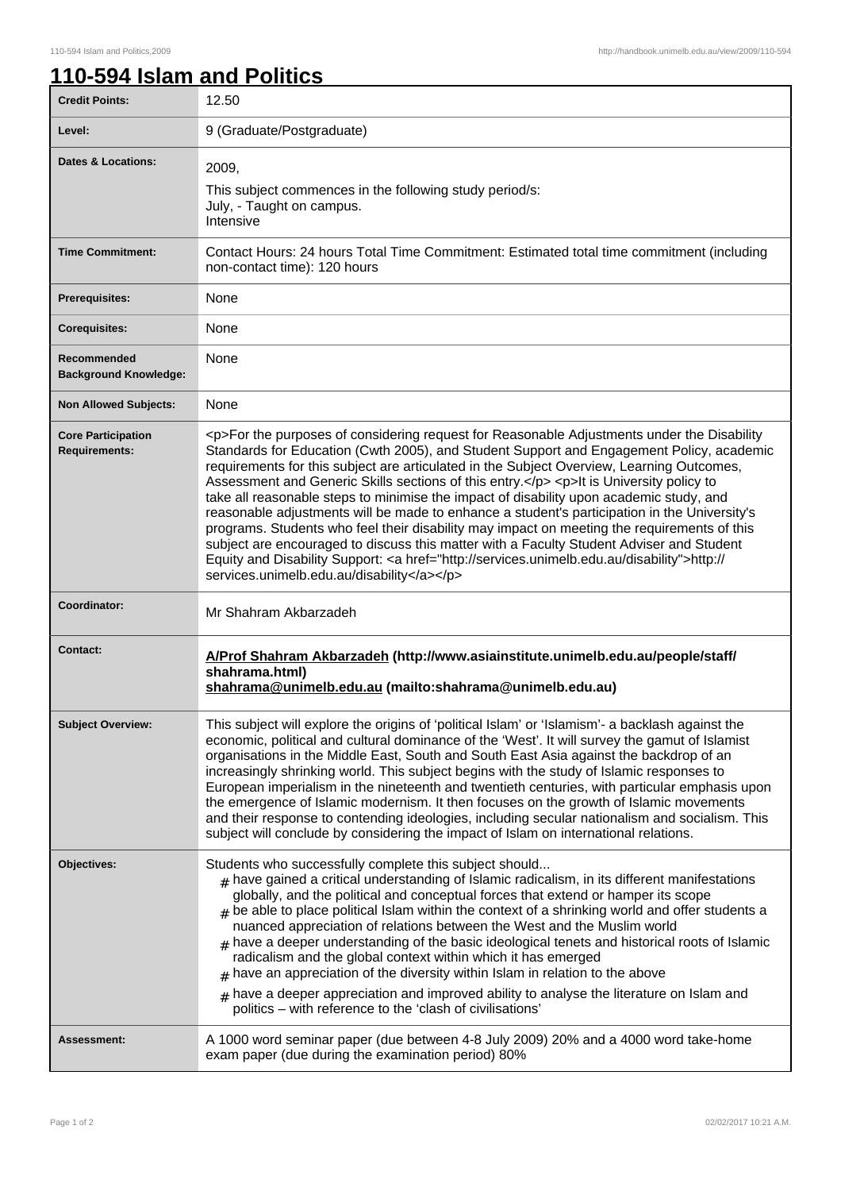# 110-594 Islam and Politics

| | |
|---|---|
| **Credit Points:** | 12.50 |
| **Level:** | 9 (Graduate/Postgraduate) |
| **Dates & Locations:** | 2009,<br>This subject commences in the following study period/s:<br>July, - Taught on campus.<br>Intensive |
| **Time Commitment:** | Contact Hours: 24 hours Total Time Commitment: Estimated total time commitment (including non-contact time): 120 hours |
| **Prerequisites:** | None |
| **Corequisites:** | None |
| **Recommended Background Knowledge:** | None |
| **Non Allowed Subjects:** | None |
| **Core Participation Requirements:** | <p>For the purposes of considering request for Reasonable Adjustments under the Disability Standards for Education (Cwth 2005), and Student Support and Engagement Policy, academic requirements for this subject are articulated in the Subject Overview, Learning Outcomes, Assessment and Generic Skills sections of this entry.</p> <p>It is University policy to take all reasonable steps to minimise the impact of disability upon academic study, and reasonable adjustments will be made to enhance a student's participation in the University's programs. Students who feel their disability may impact on meeting the requirements of this subject are encouraged to discuss this matter with a Faculty Student Adviser and Student Equity and Disability Support: <a href="http://services.unimelb.edu.au/disability">http://services.unimelb.edu.au/disability</a></p> |
| **Coordinator:** | Mr Shahram Akbarzadeh |
| **Contact:** | **A/Prof Shahram Akbarzadeh (http://www.asiainstitute.unimelb.edu.au/people/staff/shahrama.html)**<br>**shahrama@unimelb.edu.au (mailto:shahrama@unimelb.edu.au)** |
| **Subject Overview:** | This subject will explore the origins of 'political Islam' or 'Islamism'- a backlash against the economic, political and cultural dominance of the 'West'. It will survey the gamut of Islamist organisations in the Middle East, South and South East Asia against the backdrop of an increasingly shrinking world. This subject begins with the study of Islamic responses to European imperialism in the nineteenth and twentieth centuries, with particular emphasis upon the emergence of Islamic modernism. It then focuses on the growth of Islamic movements and their response to contending ideologies, including secular nationalism and socialism. This subject will conclude by considering the impact of Islam on international relations. |
| **Objectives:** | Students who successfully complete this subject should...<br># have gained a critical understanding of Islamic radicalism, in its different manifestations globally, and the political and conceptual forces that extend or hamper its scope<br># be able to place political Islam within the context of a shrinking world and offer students a nuanced appreciation of relations between the West and the Muslim world<br># have a deeper understanding of the basic ideological tenets and historical roots of Islamic radicalism and the global context within which it has emerged<br># have an appreciation of the diversity within Islam in relation to the above<br># have a deeper appreciation and improved ability to analyse the literature on Islam and politics – with reference to the 'clash of civilisations' |
| **Assessment:** | A 1000 word seminar paper (due between 4-8 July 2009) 20% and a 4000 word take-home exam paper (due during the examination period) 80% |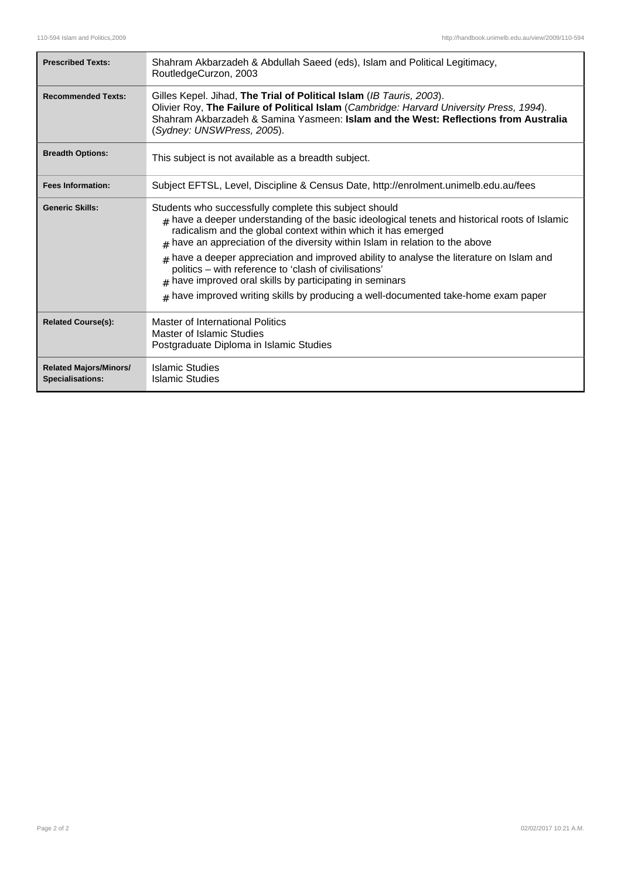| | |
|---|---|
| **Prescribed Texts:** | Shahram Akbarzadeh & Abdullah Saeed (eds), Islam and Political Legitimacy, RoutledgeCurzon, 2003 |
| **Recommended Texts:** | Gilles Kepel. Jihad, **The Trial of Political Islam** (*IB Tauris, 2003*).<br>Olivier Roy, **The Failure of Political Islam** (*Cambridge: Harvard University Press, 1994*).<br>Shahram Akbarzadeh & Samina Yasmeen: **Islam and the West: Reflections from Australia** (*Sydney: UNSWPress, 2005*). |
| **Breadth Options:** | This subject is not available as a breadth subject. |
| **Fees Information:** | Subject EFTSL, Level, Discipline & Census Date, http://enrolment.unimelb.edu.au/fees |
| **Generic Skills:** | Students who successfully complete this subject should<br># have a deeper understanding of the basic ideological tenets and historical roots of Islamic radicalism and the global context within which it has emerged<br># have an appreciation of the diversity within Islam in relation to the above<br># have a deeper appreciation and improved ability to analyse the literature on Islam and politics – with reference to 'clash of civilisations'<br># have improved oral skills by participating in seminars<br># have improved writing skills by producing a well-documented take-home exam paper |
| **Related Course(s):** | Master of International Politics<br>Master of Islamic Studies<br>Postgraduate Diploma in Islamic Studies |
| **Related Majors/Minors/ Specialisations:** | Islamic Studies<br>Islamic Studies |